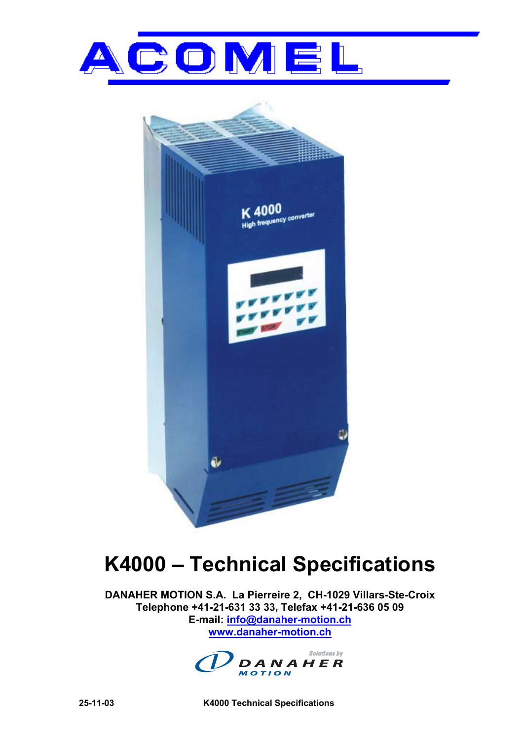# ACOMEL

# K4000 – Technical Specifications

**DANAHER MOTION S.A. La Pierreire 2, CH-1029 Villars-Ste-Croix**
**Telephone +41-21-631 33 33, Telefax +41-21-636 05 09**
**E-mail: info@danaher-motion.ch**
**www.danaher-motion.ch**

Solutions by DANAHER MOTION

25-11-03 K4000 Technical Specifications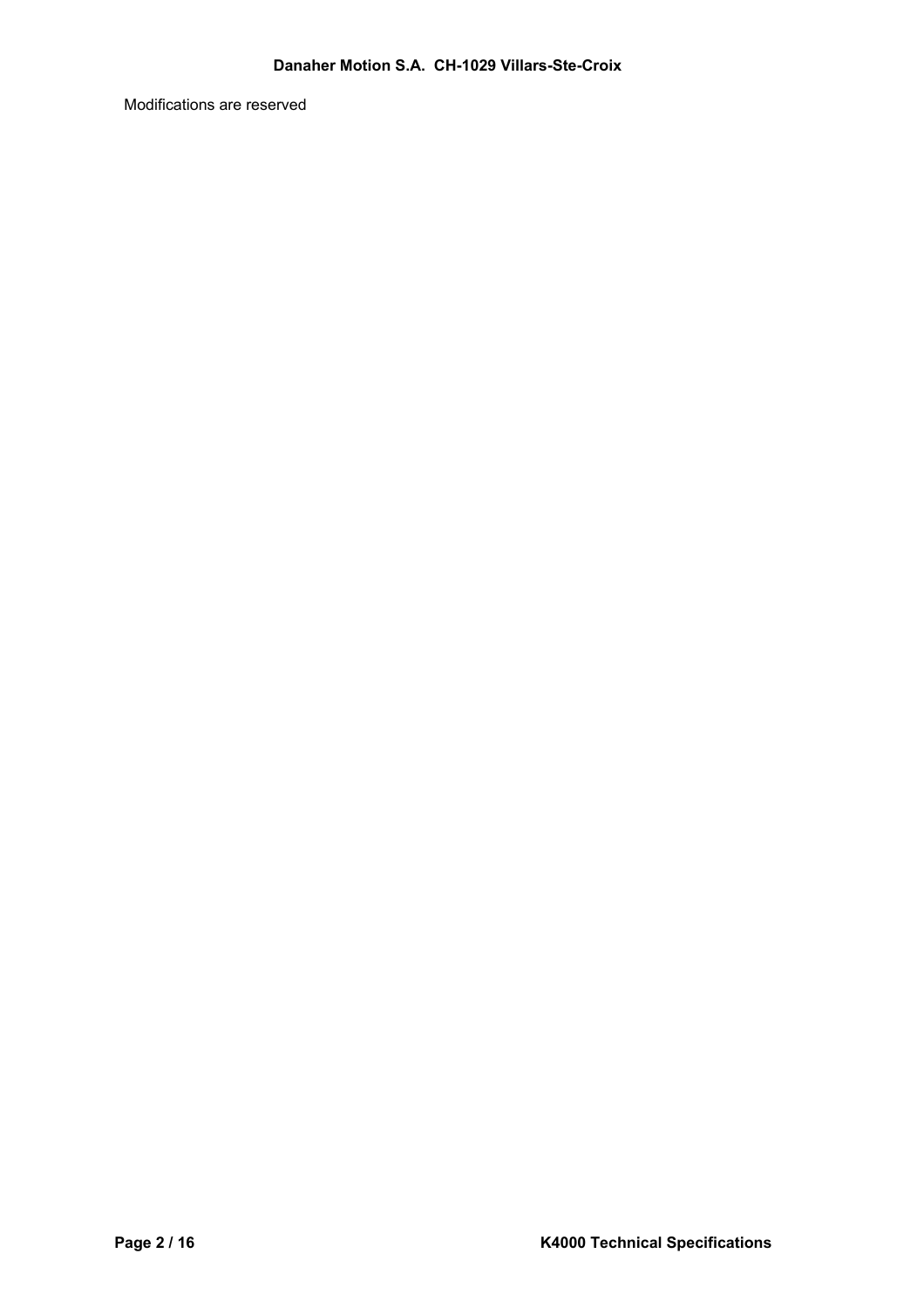**Danaher Motion S.A. CH-1029 Villars-Ste-Croix**

Modifications are reserved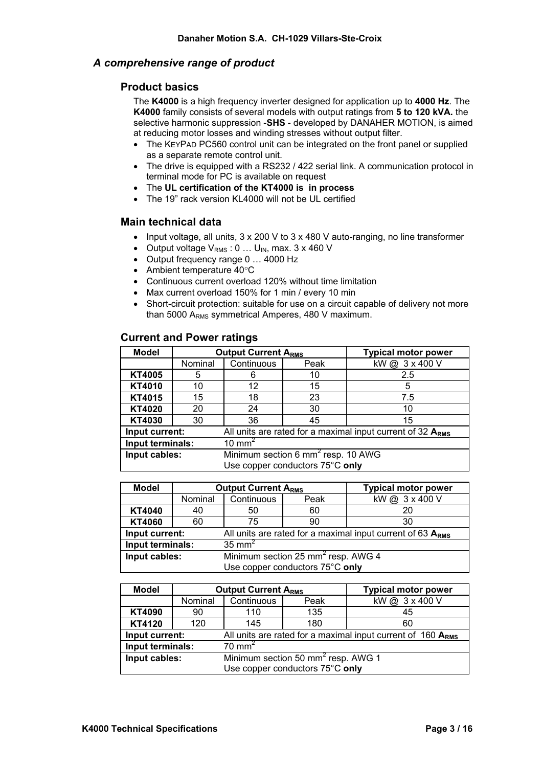## *A comprehensive range of product*

### Product basics

The **K4000** is a high frequency inverter designed for application up to **4000 Hz**. The **K4000** family consists of several models with output ratings from **5 to 120 kVA.** the selective harmonic suppression -**SHS** - developed by DANAHER MOTION, is aimed at reducing motor losses and winding stresses without output filter.

- The KEYPAD PC560 control unit can be integrated on the front panel or supplied as a separate remote control unit.
- The drive is equipped with a RS232 / 422 serial link. A communication protocol in terminal mode for PC is available on request
- The **UL certification of the KT4000 is in process**
- The 19" rack version KL4000 will not be UL certified

### Main technical data

- Input voltage, all units, 3 x 200 V to 3 x 480 V auto-ranging, no line transformer
- Output voltage $V_{RMS}$ : 0 … $U_{IN}$, max. 3 x 460 V
- Output frequency range 0 … 4000 Hz
- Ambient temperature 40°C
- Continuous current overload 120% without time limitation
- Max current overload 150% for 1 min / every 10 min
- Short-circuit protection: suitable for use on a circuit capable of delivery not more than 5000 $A_{RMS}$ symmetrical Amperes, 480 V maximum.

### Current and Power ratings

| Model | Output Current $A_{RMS}$ | | | Typical motor power |
|---|---|---|---|---|
| | Nominal | Continuous | Peak | kW @ 3 x 400 V |
| **KT4005** | 5 | 6 | 10 | 2.5 |
| **KT4010** | 10 | 12 | 15 | 5 |
| **KT4015** | 15 | 18 | 23 | 7.5 |
| **KT4020** | 20 | 24 | 30 | 10 |
| **KT4030** | 30 | 36 | 45 | 15 |
| **Input current:** | All units are rated for a maximal input current of 32 $A_{RMS}$ | | | |
| **Input terminals:** | 10 mm² | | | |
| **Input cables:** | Minimum section 6 mm² resp. 10 AWG<br>Use copper conductors 75°C **only** | | | |

| Model | Output Current $A_{RMS}$ | | | Typical motor power |
|---|---|---|---|---|
| | Nominal | Continuous | Peak | kW @ 3 x 400 V |
| **KT4040** | 40 | 50 | 60 | 20 |
| **KT4060** | 60 | 75 | 90 | 30 |
| **Input current:** | All units are rated for a maximal input current of 63 $A_{RMS}$ | | | |
| **Input terminals:** | 35 mm² | | | |
| **Input cables:** | Minimum section 25 mm² resp. AWG 4<br>Use copper conductors 75°C **only** | | | |

| Model | Output Current $A_{RMS}$ | | | Typical motor power |
|---|---|---|---|---|
| | Nominal | Continuous | Peak | kW @ 3 x 400 V |
| **KT4090** | 90 | 110 | 135 | 45 |
| **KT4120** | 120 | 145 | 180 | 60 |
| **Input current:** | All units are rated for a maximal input current of 160 $A_{RMS}$ | | | |
| **Input terminals:** | 70 mm² | | | |
| **Input cables:** | Minimum section 50 mm² resp. AWG 1<br>Use copper conductors 75°C **only** | | | |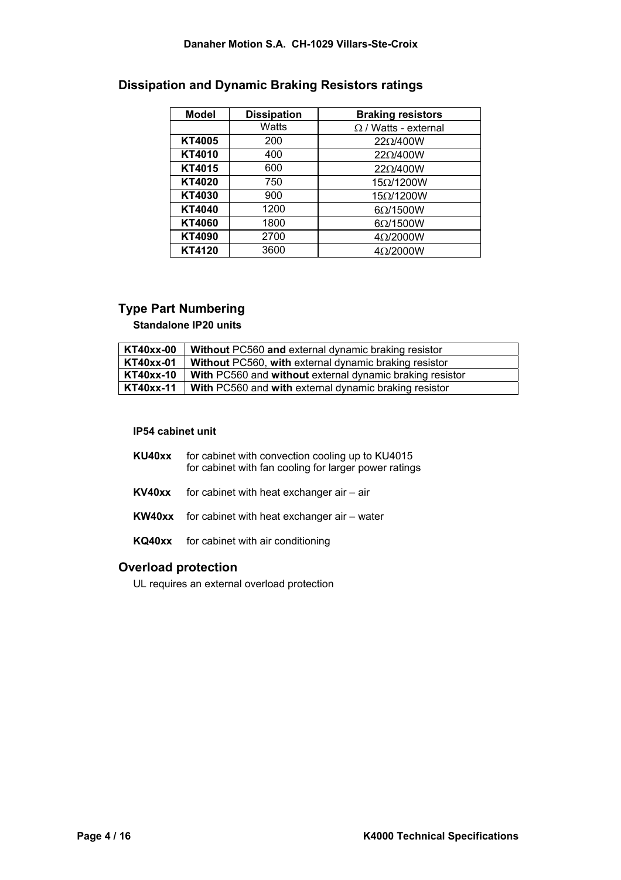## Dissipation and Dynamic Braking Resistors ratings

| Model | Dissipation | Braking resistors |
|---|---|---|
| | Watts | Ω / Watts - external |
| **KT4005** | 200 | 22Ω/400W |
| **KT4010** | 400 | 22Ω/400W |
| **KT4015** | 600 | 22Ω/400W |
| **KT4020** | 750 | 15Ω/1200W |
| **KT4030** | 900 | 15Ω/1200W |
| **KT4040** | 1200 | 6Ω/1500W |
| **KT4060** | 1800 | 6Ω/1500W |
| **KT4090** | 2700 | 4Ω/2000W |
| **KT4120** | 3600 | 4Ω/2000W |

## Type Part Numbering

### Standalone IP20 units

| | |
|---|---|
| **KT40xx-00** | **Without** PC560 **and** external dynamic braking resistor |
| **KT40xx-01** | **Without** PC560, **with** external dynamic braking resistor |
| **KT40xx-10** | **With** PC560 and **without** external dynamic braking resistor |
| **KT40xx-11** | **With** PC560 and **with** external dynamic braking resistor |

### IP54 cabinet unit

**KU40xx** for cabinet with convection cooling up to KU4015
for cabinet with fan cooling for larger power ratings

**KV40xx** for cabinet with heat exchanger air – air

**KW40xx** for cabinet with heat exchanger air – water

**KQ40xx** for cabinet with air conditioning

## Overload protection

UL requires an external overload protection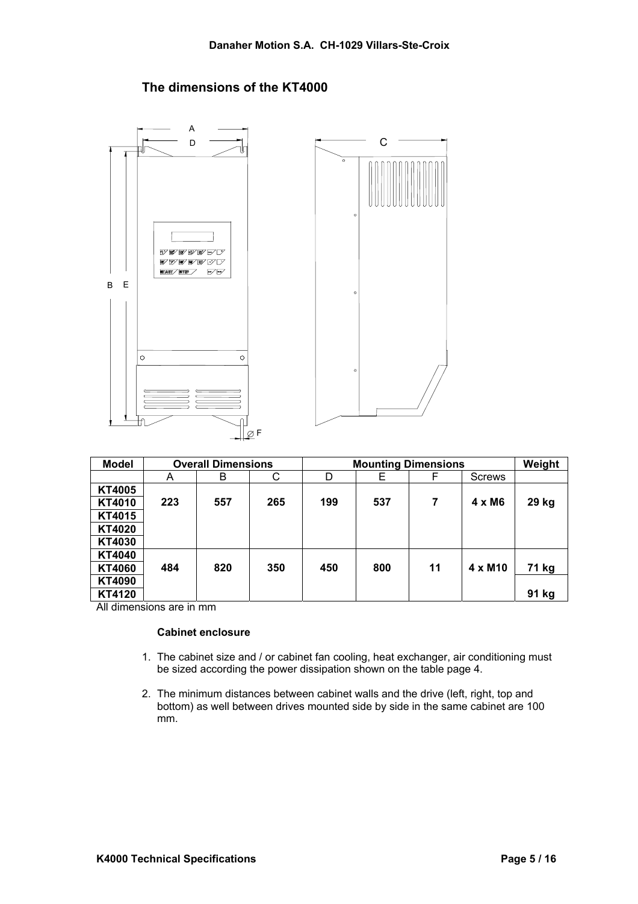## The dimensions of the KT4000

A
D
C
B E
∅ F

| Model | Overall Dimensions | | | Mounting Dimensions | | | | Weight |
|---|---|---|---|---|---|---|---|---|
| | A | B | C | D | E | F | Screws | |
| KT4005 | | | | | | | | |
| KT4010 | 223 | 557 | 265 | 199 | 537 | 7 | 4 x M6 | 29 kg |
| KT4015 | | | | | | | | |
| KT4020 | | | | | | | | |
| KT4030 | | | | | | | | |
| KT4040 | | | | | | | | |
| KT4060 | 484 | 820 | 350 | 450 | 800 | 11 | 4 x M10 | 71 kg |
| KT4090 | | | | | | | | |
| KT4120 | | | | | | | | 91 kg |

All dimensions are in mm

**Cabinet enclosure**

1. The cabinet size and / or cabinet fan cooling, heat exchanger, air conditioning must be sized according the power dissipation shown on the table page 4.

2. The minimum distances between cabinet walls and the drive (left, right, top and bottom) as well between drives mounted side by side in the same cabinet are 100 mm.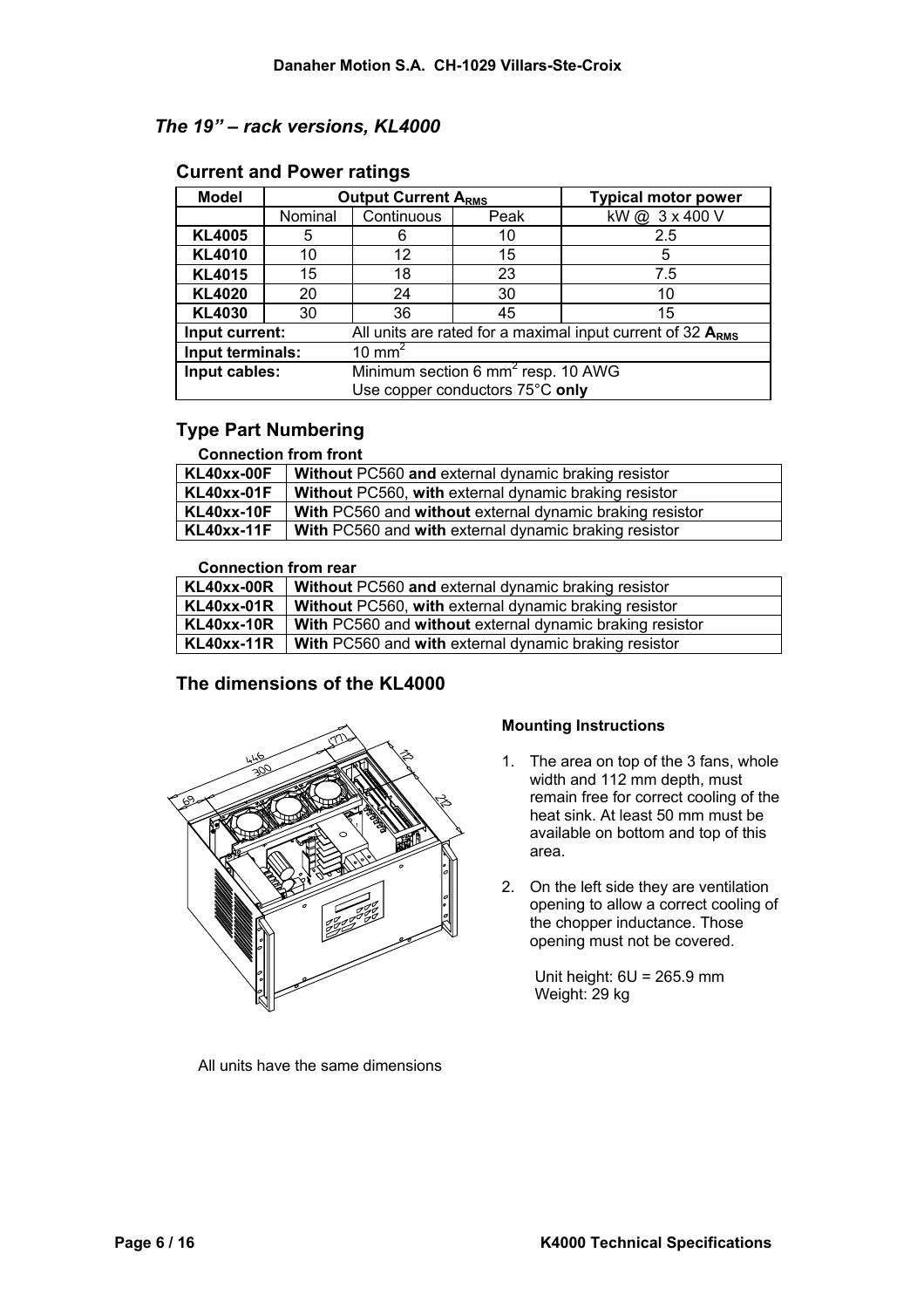## *The 19" – rack versions, KL4000*

### Current and Power ratings

| Model | Output Current $A_{RMS}$ | | | Typical motor power |
|---|---|---|---|---|
| | Nominal | Continuous | Peak | kW @ 3 x 400 V |
| **KL4005** | 5 | 6 | 10 | 2.5 |
| **KL4010** | 10 | 12 | 15 | 5 |
| **KL4015** | 15 | 18 | 23 | 7.5 |
| **KL4020** | 20 | 24 | 30 | 10 |
| **KL4030** | 30 | 36 | 45 | 15 |
| **Input current:** | All units are rated for a maximal input current of 32 $\mathbf{A_{RMS}}$ | | | |
| **Input terminals:** | 10 $mm^2$ | | | |
| **Input cables:** | Minimum section 6 $mm^2$ resp. 10 AWG<br>Use copper conductors 75°C **only** | | | |

### Type Part Numbering

**Connection from front**

| | |
|---|---|
| **KL40xx-00F** | **Without** PC560 **and** external dynamic braking resistor |
| **KL40xx-01F** | **Without** PC560, **with** external dynamic braking resistor |
| **KL40xx-10F** | **With** PC560 and **without** external dynamic braking resistor |
| **KL40xx-11F** | **With** PC560 and **with** external dynamic braking resistor |

**Connection from rear**

| | |
|---|---|
| **KL40xx-00R** | **Without** PC560 **and** external dynamic braking resistor |
| **KL40xx-01R** | **Without** PC560, **with** external dynamic braking resistor |
| **KL40xx-10R** | **With** PC560 and **without** external dynamic braking resistor |
| **KL40xx-11R** | **With** PC560 and **with** external dynamic braking resistor |

### The dimensions of the KL4000

446
300
177
112
212
69

All units have the same dimensions

**Mounting Instructions**

1. The area on top of the 3 fans, whole width and 112 mm depth, must remain free for correct cooling of the heat sink. At least 50 mm must be available on bottom and top of this area.
2. On the left side they are ventilation opening to allow a correct cooling of the chopper inductance. Those opening must not be covered.

Unit height: 6U = 265.9 mm
Weight: 29 kg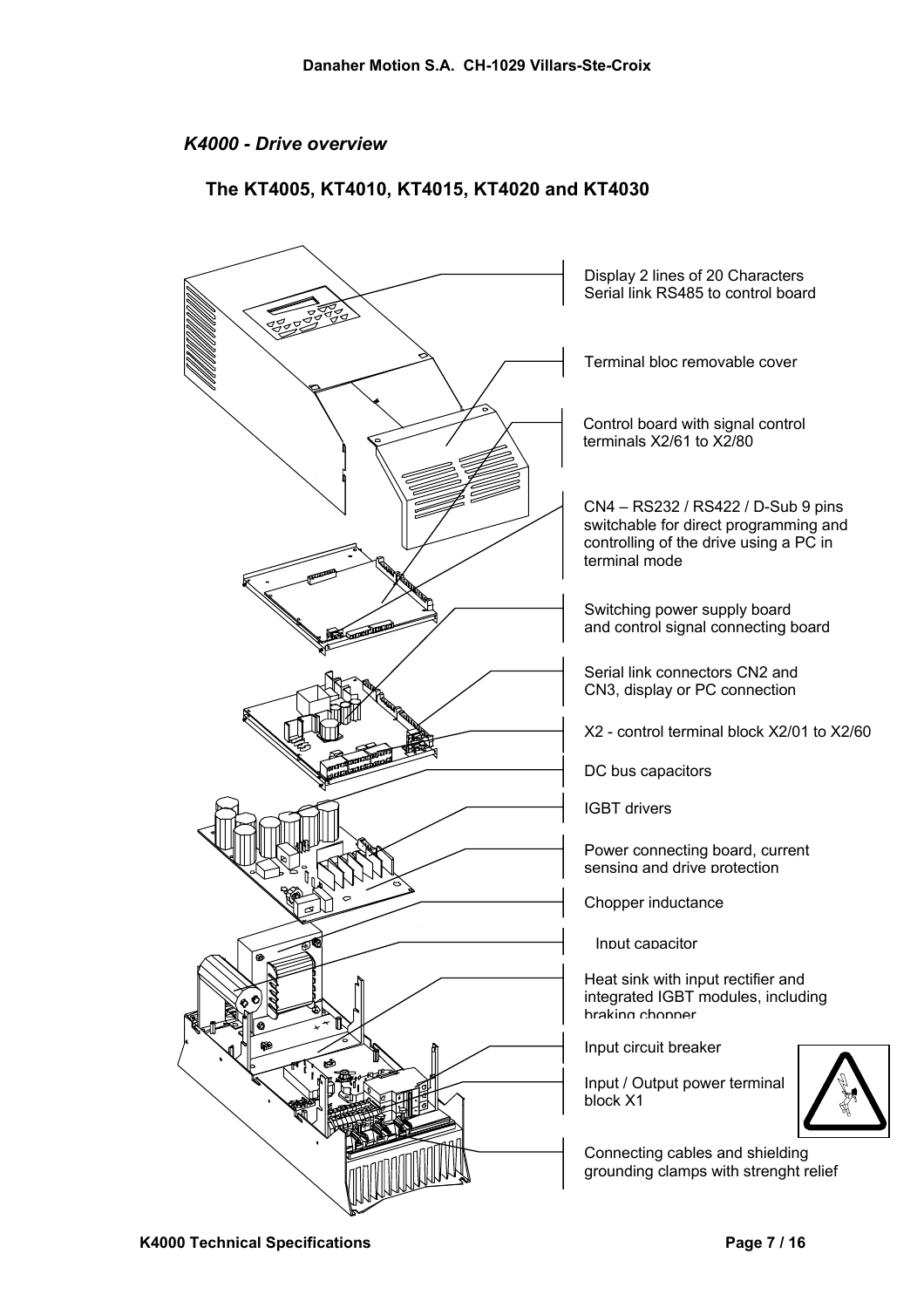## *K4000 - Drive overview*

### The KT4005, KT4010, KT4015, KT4020 and KT4030

Display 2 lines of 20 Characters
Serial link RS485 to control board

Terminal bloc removable cover

Control board with signal control terminals X2/61 to X2/80

CN4 – RS232 / RS422 / D-Sub 9 pins switchable for direct programming and controlling of the drive using a PC in terminal mode

Switching power supply board and control signal connecting board

Serial link connectors CN2 and CN3, display or PC connection

X2 - control terminal block X2/01 to X2/60

DC bus capacitors

IGBT drivers

Power connecting board, current sensing and drive protection

Chopper inductance

Input capacitor

Heat sink with input rectifier and integrated IGBT modules, including braking chopper

Input circuit breaker

Input / Output power terminal block X1

Connecting cables and shielding grounding clamps with strenght relief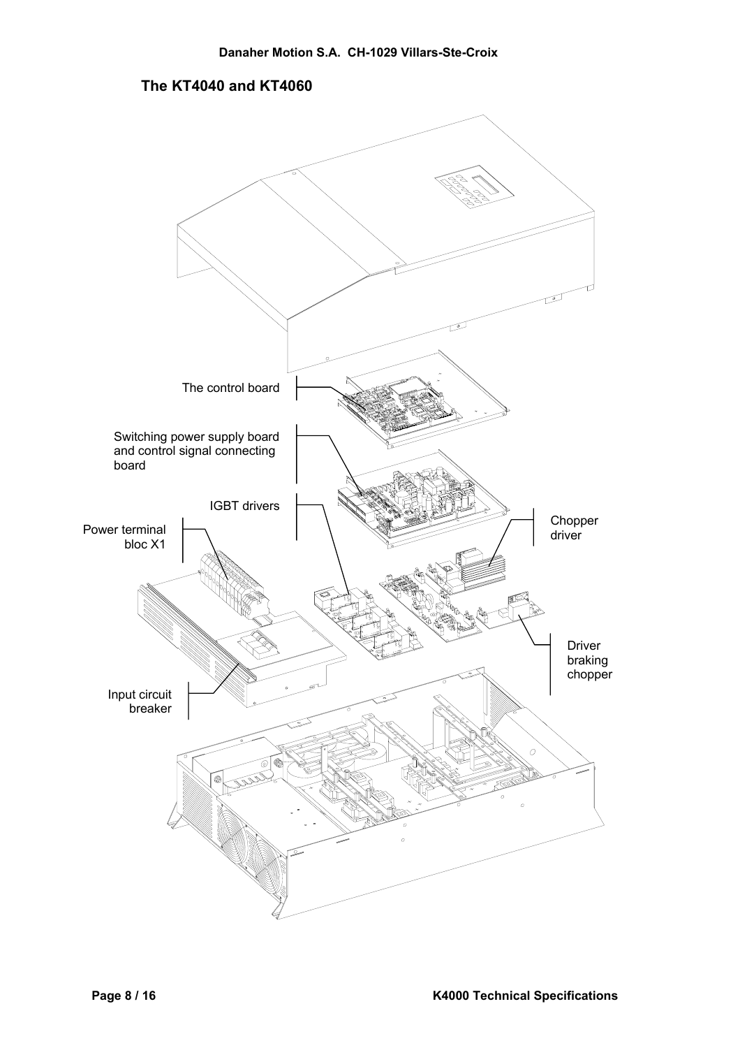## The KT4040 and KT4060

The control board

Switching power supply board and control signal connecting board

IGBT drivers

Power terminal bloc X1

Chopper driver

Driver braking chopper

Input circuit breaker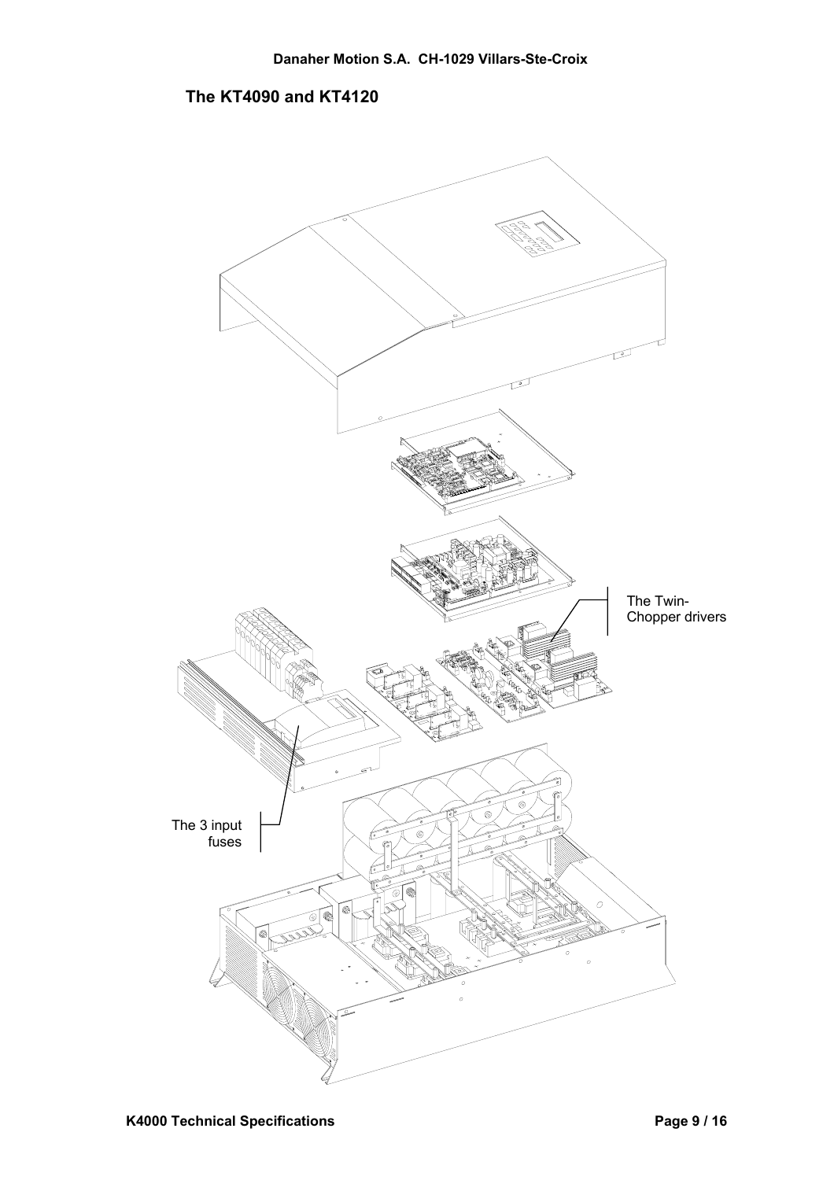## The KT4090 and KT4120

The Twin-Chopper drivers

The 3 input fuses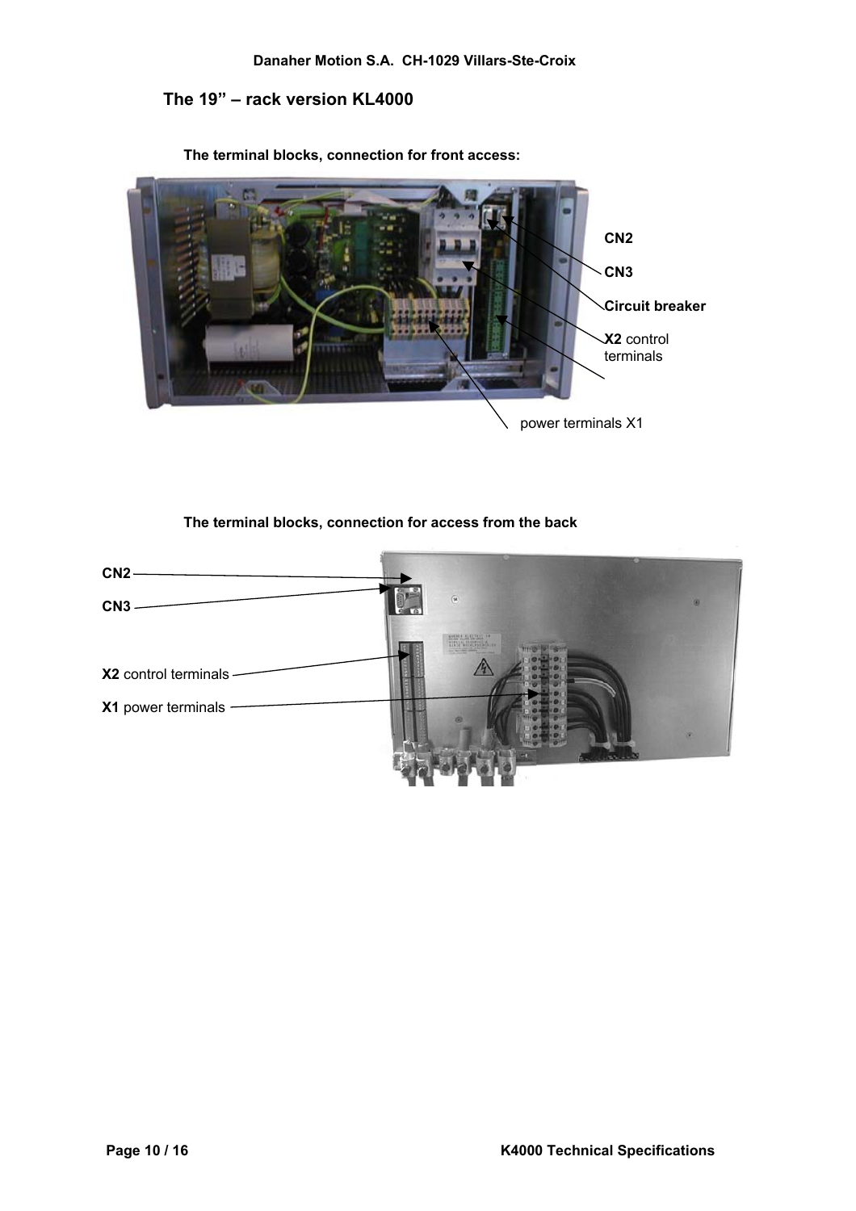## The 19" – rack version KL4000

**The terminal blocks, connection for front access:**

CN2

CN3

Circuit breaker

**X2** control terminals

power terminals X1

**The terminal blocks, connection for access from the back**

CN2

CN3

**X2** control terminals

**X1** power terminals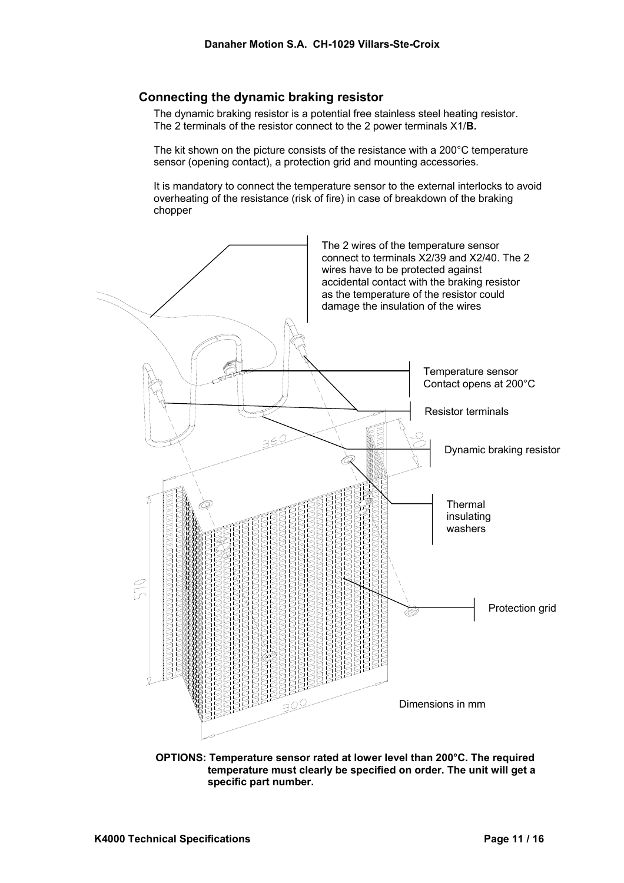## Connecting the dynamic braking resistor

The dynamic braking resistor is a potential free stainless steel heating resistor. The 2 terminals of the resistor connect to the 2 power terminals X1/**B.**

The kit shown on the picture consists of the resistance with a 200°C temperature sensor (opening contact), a protection grid and mounting accessories.

It is mandatory to connect the temperature sensor to the external interlocks to avoid overheating of the resistance (risk of fire) in case of breakdown of the braking chopper

The 2 wires of the temperature sensor connect to terminals X2/39 and X2/40. The 2 wires have to be protected against accidental contact with the braking resistor as the temperature of the resistor could damage the insulation of the wires

Temperature sensor
Contact opens at 200°C

Resistor terminals

Dynamic braking resistor

Thermal insulating washers

Protection grid

360

90

570

300

Dimensions in mm

**OPTIONS: Temperature sensor rated at lower level than 200°C. The required temperature must clearly be specified on order. The unit will get a specific part number.**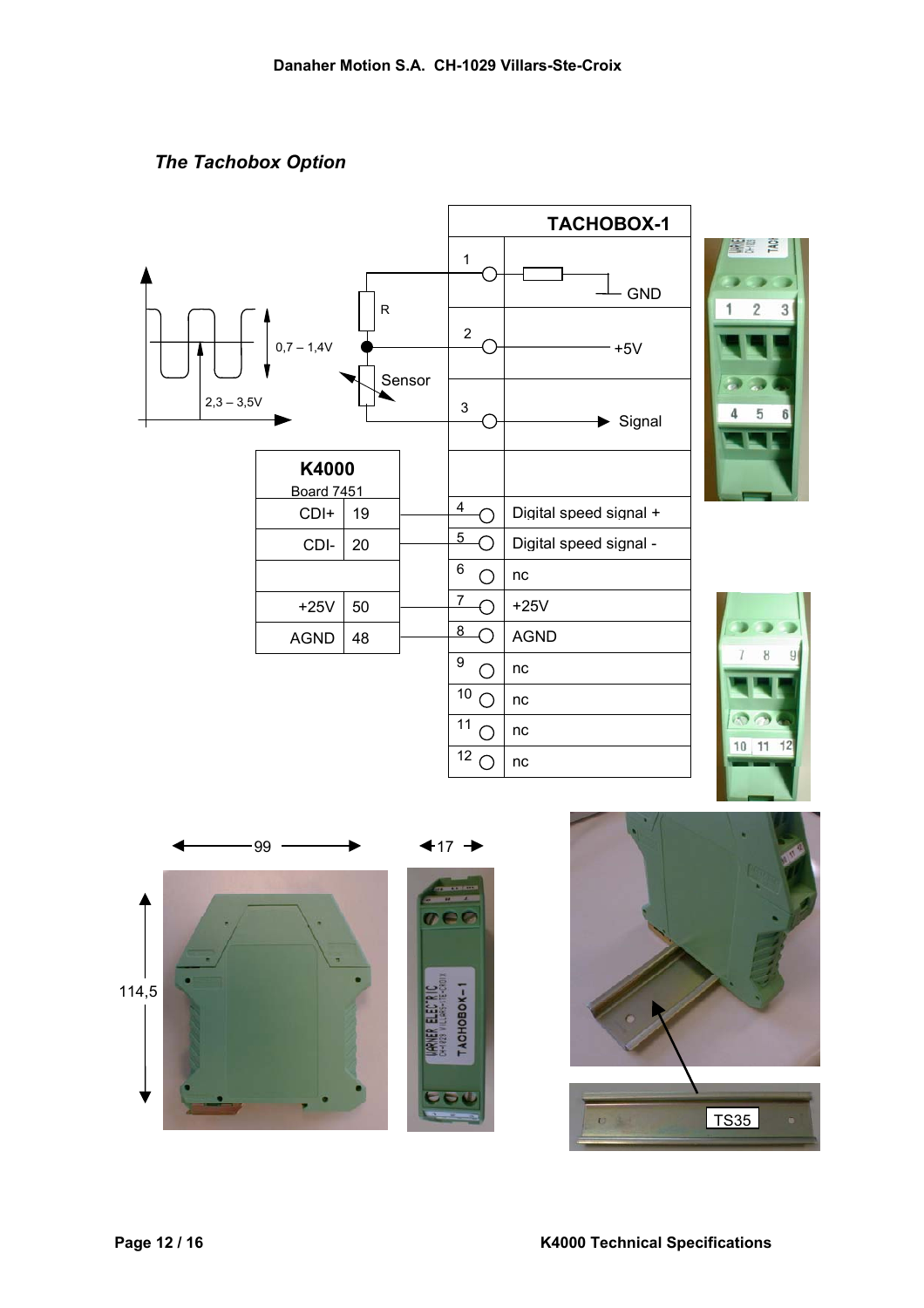*The Tachobox Option*

TACHOBOX-1

1 GND

R

2 +5V

0,7 – 1,4V

Sensor

2,3 – 3,5V

3 Signal

| K4000 Board 7451 | | | TACHOBOX-1 |
|---|---|---|---|
| CDI+ | 19 | 4 | Digital speed signal + |
| CDI- | 20 | 5 | Digital speed signal - |
| | | 6 | nc |
| +25V | 50 | 7 | +25V |
| AGND | 48 | 8 | AGND |
| | | 9 | nc |
| | | 10 | nc |
| | | 11 | nc |
| | | 12 | nc |

99

17

114,5

TS35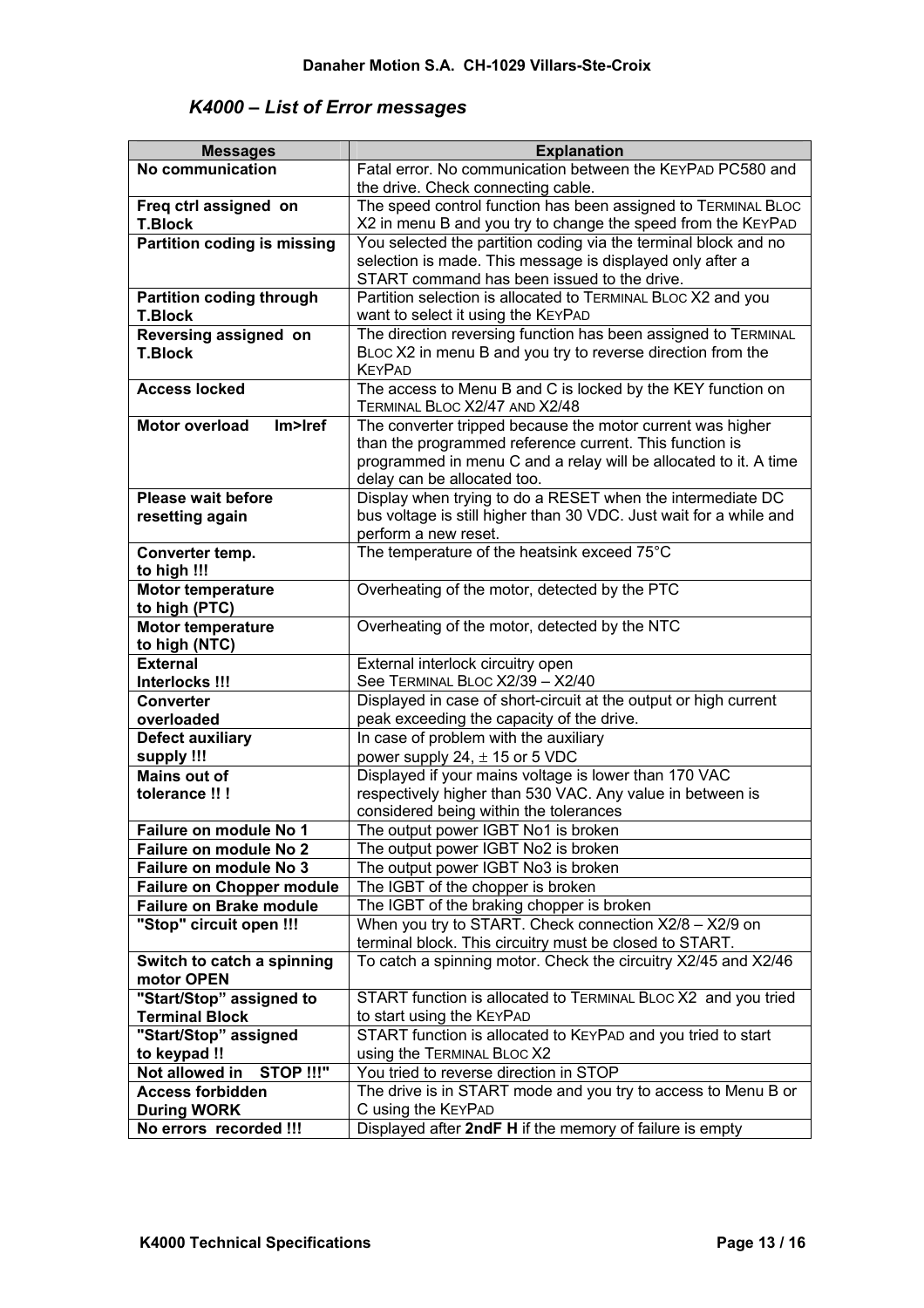## *K4000 – List of Error messages*

| Messages | Explanation |
|---|---|
| **No communication** | Fatal error. No communication between the KEYPAD PC580 and the drive. Check connecting cable. |
| **Freq ctrl assigned on T.Block** | The speed control function has been assigned to TERMINAL BLOC X2 in menu B and you try to change the speed from the KEYPAD |
| **Partition coding is missing** | You selected the partition coding via the terminal block and no selection is made. This message is displayed only after a START command has been issued to the drive. |
| **Partition coding through T.Block** | Partition selection is allocated to TERMINAL BLOC X2 and you want to select it using the KEYPAD |
| **Reversing assigned on T.Block** | The direction reversing function has been assigned to TERMINAL BLOC X2 in menu B and you try to reverse direction from the KEYPAD |
| **Access locked** | The access to Menu B and C is locked by the KEY function on TERMINAL BLOC X2/47 AND X2/48 |
| **Motor overload Im>Iref** | The converter tripped because the motor current was higher than the programmed reference current. This function is programmed in menu C and a relay will be allocated to it. A time delay can be allocated too. |
| **Please wait before resetting again** | Display when trying to do a RESET when the intermediate DC bus voltage is still higher than 30 VDC. Just wait for a while and perform a new reset. |
| **Converter temp. to high !!!** | The temperature of the heatsink exceed 75°C |
| **Motor temperature to high (PTC)** | Overheating of the motor, detected by the PTC |
| **Motor temperature to high (NTC)** | Overheating of the motor, detected by the NTC |
| **External Interlocks !!!** | External interlock circuitry open<br>See TERMINAL BLOC X2/39 – X2/40 |
| **Converter overloaded** | Displayed in case of short-circuit at the output or high current peak exceeding the capacity of the drive. |
| **Defect auxiliary supply !!!** | In case of problem with the auxiliary power supply 24, ± 15 or 5 VDC |
| **Mains out of tolerance !! !** | Displayed if your mains voltage is lower than 170 VAC respectively higher than 530 VAC. Any value in between is considered being within the tolerances |
| **Failure on module No 1** | The output power IGBT No1 is broken |
| **Failure on module No 2** | The output power IGBT No2 is broken |
| **Failure on module No 3** | The output power IGBT No3 is broken |
| **Failure on Chopper module** | The IGBT of the chopper is broken |
| **Failure on Brake module** | The IGBT of the braking chopper is broken |
| **"Stop" circuit open !!!** | When you try to START. Check connection X2/8 – X2/9 on terminal block. This circuitry must be closed to START. |
| **Switch to catch a spinning motor OPEN** | To catch a spinning motor. Check the circuitry X2/45 and X2/46 |
| **"Start/Stop" assigned to Terminal Block** | START function is allocated to TERMINAL BLOC X2 and you tried to start using the KEYPAD |
| **"Start/Stop" assigned to keypad !!** | START function is allocated to KEYPAD and you tried to start using the TERMINAL BLOC X2 |
| **Not allowed in STOP !!!"** | You tried to reverse direction in STOP |
| **Access forbidden During WORK** | The drive is in START mode and you try to access to Menu B or C using the KEYPAD |
| **No errors recorded !!!** | Displayed after **2ndF H** if the memory of failure is empty |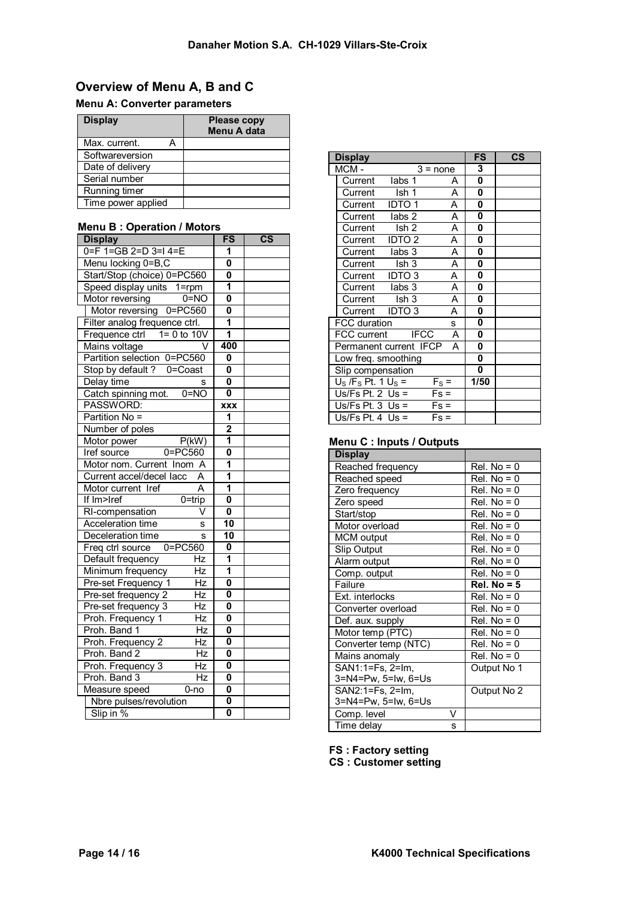## Overview of Menu A, B and C

### Menu A: Converter parameters

| Display | Please copy Menu A data |
|---|---|
| Max. current. A | |
| Softwareversion | |
| Date of delivery | |
| Serial number | |
| Running timer | |
| Time power applied | |

### Menu B : Operation / Motors

| Display | FS | CS |
|---|---|---|
| 0=F 1=GB 2=D 3=I 4=E | 1 | |
| Menu locking 0=B,C | 0 | |
| Start/Stop (choice) 0=PC560 | 0 | |
| Speed display units 1=rpm | 1 | |
| Motor reversing 0=NO | 0 | |
| Motor reversing 0=PC560 | 0 | |
| Filter analog frequence ctrl. | 1 | |
| Frequence ctrl 1= 0 to 10V | 1 | |
| Mains voltage V | 400 | |
| Partition selection 0=PC560 | 0 | |
| Stop by default ? 0=Coast | 0 | |
| Delay time s | 0 | |
| Catch spinning mot. 0=NO | 0 | |
| PASSWORD: | xxx | |
| Partition No = | 1 | |
| Number of poles | 2 | |
| Motor power P(kW) | 1 | |
| Iref source 0=PC560 | 0 | |
| Motor nom. Current Inom A | 1 | |
| Current accel/decel Iacc A | 1 | |
| Motor current Iref A | 1 | |
| If Im>Iref 0=trip | 0 | |
| RI-compensation V | 0 | |
| Acceleration time s | 10 | |
| Deceleration time s | 10 | |
| Freq ctrl source 0=PC560 | 0 | |
| Default frequency Hz | 1 | |
| Minimum frequency Hz | 1 | |
| Pre-set Frequency 1 Hz | 0 | |
| Pre-set frequency 2 Hz | 0 | |
| Pre-set frequency 3 Hz | 0 | |
| Proh. Frequency 1 Hz | 0 | |
| Proh. Band 1 Hz | 0 | |
| Proh. Frequency 2 Hz | 0 | |
| Proh. Band 2 Hz | 0 | |
| Proh. Frequency 3 Hz | 0 | |
| Proh. Band 3 Hz | 0 | |
| Measure speed 0-no | 0 | |
| Nbre pulses/revolution | 0 | |
| Slip in % | 0 | |

| Display | FS | CS |
|---|---|---|
| MCM - 3 = none | 3 | |
| Current Iabs 1 A | 0 | |
| Current Ish 1 A | 0 | |
| Current IDTO 1 A | 0 | |
| Current Iabs 2 A | 0 | |
| Current Ish 2 A | 0 | |
| Current IDTO 2 A | 0 | |
| Current Iabs 3 A | 0 | |
| Current Ish 3 A | 0 | |
| Current IDTO 3 A | 0 | |
| Current Iabs 3 A | 0 | |
| Current Ish 3 A | 0 | |
| Current IDTO 3 A | 0 | |
| FCC duration s | 0 | |
| FCC current IFCC A | 0 | |
| Permanent current IFCP A | 0 | |
| Low freq. smoothing | 0 | |
| Slip compensation | 0 | |
| $U_S$ /$F_S$ Pt. 1 $U_S$ = $F_S$ = | 1/50 | |
| Us/Fs Pt. 2 Us = Fs = | | |
| Us/Fs Pt. 3 Us = Fs = | | |
| Us/Fs Pt. 4 Us = Fs = | | |

### Menu C : Inputs / Outputs

| Display | |
|---|---|
| Reached frequency | Rel. No = 0 |
| Reached speed | Rel. No = 0 |
| Zero frequency | Rel. No = 0 |
| Zero speed | Rel. No = 0 |
| Start/stop | Rel. No = 0 |
| Motor overload | Rel. No = 0 |
| MCM output | Rel. No = 0 |
| Slip Output | Rel. No = 0 |
| Alarm output | Rel. No = 0 |
| Comp. output | Rel. No = 0 |
| Failure | **Rel. No = 5** |
| Ext. interlocks | Rel. No = 0 |
| Converter overload | Rel. No = 0 |
| Def. aux. supply | Rel. No = 0 |
| Motor temp (PTC) | Rel. No = 0 |
| Converter temp (NTC) | Rel. No = 0 |
| Mains anomaly | Rel. No = 0 |
| SAN1:1=Fs, 2=Im, 3=N4=Pw, 5=Iw, 6=Us | Output No 1 |
| SAN2:1=Fs, 2=Im, 3=N4=Pw, 5=Iw, 6=Us | Output No 2 |
| Comp. level V | |
| Time delay s | |

**FS : Factory setting**
**CS : Customer setting**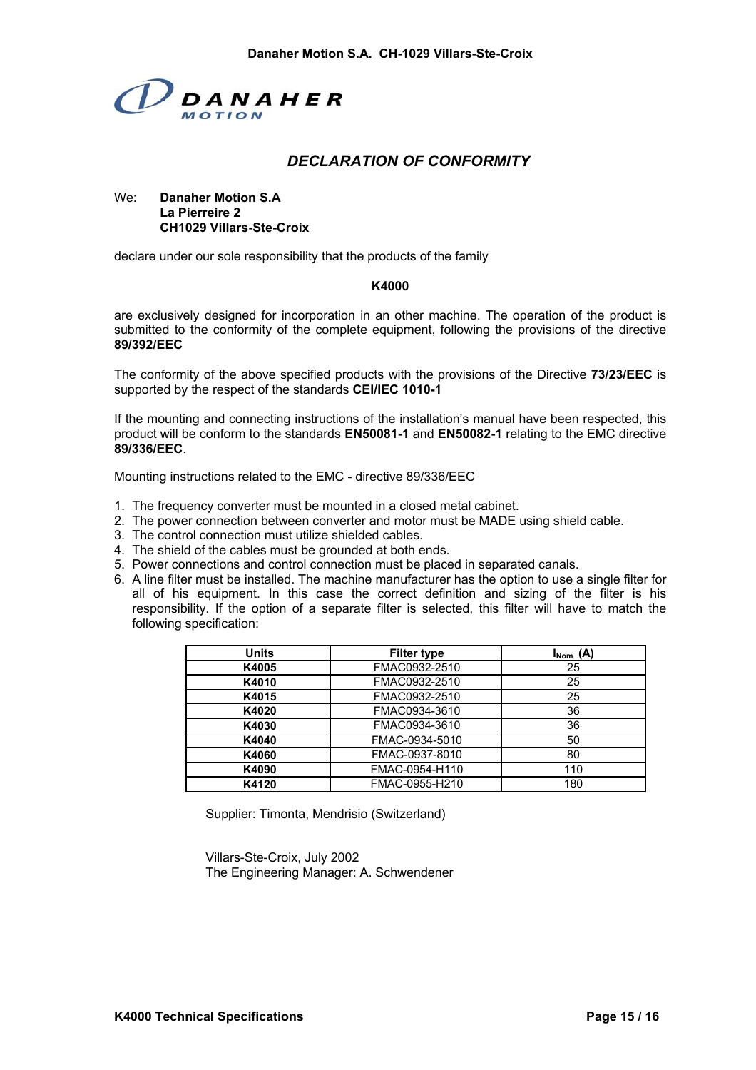Danaher Motion S.A.  CH-1029 Villars-Ste-Croix

DANAHER MOTION

## *DECLARATION OF CONFORMITY*

We: **Danaher Motion S.A**  
**La Pierreire 2**  
**CH1029 Villars-Ste-Croix**

declare under our sole responsibility that the products of the family

**K4000**

are exclusively designed for incorporation in an other machine. The operation of the product is submitted to the conformity of the complete equipment, following the provisions of the directive **89/392/EEC**

The conformity of the above specified products with the provisions of the Directive **73/23/EEC** is supported by the respect of the standards **CEI/IEC 1010-1**

If the mounting and connecting instructions of the installation's manual have been respected, this product will be conform to the standards **EN50081-1** and **EN50082-1** relating to the EMC directive **89/336/EEC**.

Mounting instructions related to the EMC - directive 89/336/EEC

1. The frequency converter must be mounted in a closed metal cabinet.
2. The power connection between converter and motor must be MADE using shield cable.
3. The control connection must utilize shielded cables.
4. The shield of the cables must be grounded at both ends.
5. Power connections and control connection must be placed in separated canals.
6. A line filter must be installed. The machine manufacturer has the option to use a single filter for all of his equipment. In this case the correct definition and sizing of the filter is his responsibility. If the option of a separate filter is selected, this filter will have to match the following specification:

| Units | Filter type | $I_{Nom}$ (A) |
|---|---|---|
| **K4005** | FMAC0932-2510 | 25 |
| **K4010** | FMAC0932-2510 | 25 |
| **K4015** | FMAC0932-2510 | 25 |
| **K4020** | FMAC0934-3610 | 36 |
| **K4030** | FMAC0934-3610 | 36 |
| **K4040** | FMAC-0934-5010 | 50 |
| **K4060** | FMAC-0937-8010 | 80 |
| **K4090** | FMAC-0954-H110 | 110 |
| **K4120** | FMAC-0955-H210 | 180 |

Supplier: Timonta, Mendrisio (Switzerland)

Villars-Ste-Croix, July 2002  
The Engineering Manager: A. Schwendener